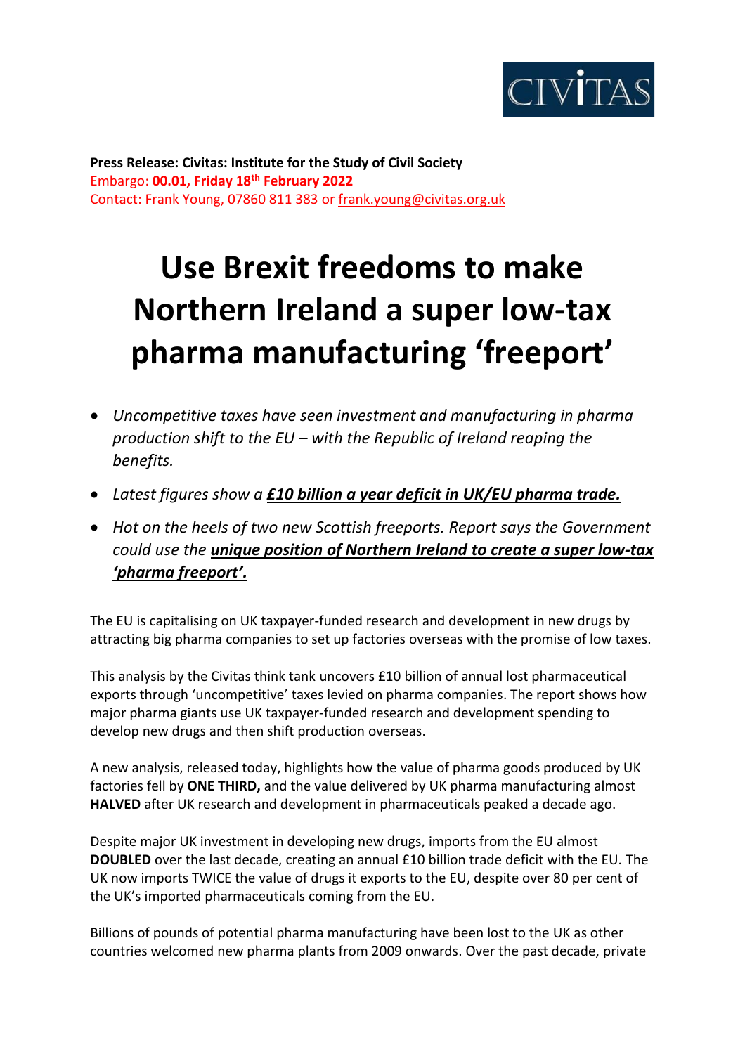**Press Release: Civitas: Institute for the Study of Civil Society**
Embargo: **00.01, Friday 18th February 2022**
Contact: Frank Young, 07860 811 383 or frank.young@civitas.org.uk

# Use Brexit freedoms to make Northern Ireland a super low-tax pharma manufacturing 'freeport'

- *Uncompetitive taxes have seen investment and manufacturing in pharma production shift to the EU – with the Republic of Ireland reaping the benefits.*
- *Latest figures show a **£10 billion a year deficit in UK/EU pharma trade.***
- *Hot on the heels of two new Scottish freeports. Report says the Government could use the **unique position of Northern Ireland to create a super low-tax 'pharma freeport'.***

The EU is capitalising on UK taxpayer-funded research and development in new drugs by attracting big pharma companies to set up factories overseas with the promise of low taxes.

This analysis by the Civitas think tank uncovers £10 billion of annual lost pharmaceutical exports through 'uncompetitive' taxes levied on pharma companies. The report shows how major pharma giants use UK taxpayer-funded research and development spending to develop new drugs and then shift production overseas.

A new analysis, released today, highlights how the value of pharma goods produced by UK factories fell by **ONE THIRD,** and the value delivered by UK pharma manufacturing almost **HALVED** after UK research and development in pharmaceuticals peaked a decade ago.

Despite major UK investment in developing new drugs, imports from the EU almost **DOUBLED** over the last decade, creating an annual £10 billion trade deficit with the EU. The UK now imports TWICE the value of drugs it exports to the EU, despite over 80 per cent of the UK's imported pharmaceuticals coming from the EU.

Billions of pounds of potential pharma manufacturing have been lost to the UK as other countries welcomed new pharma plants from 2009 onwards. Over the past decade, private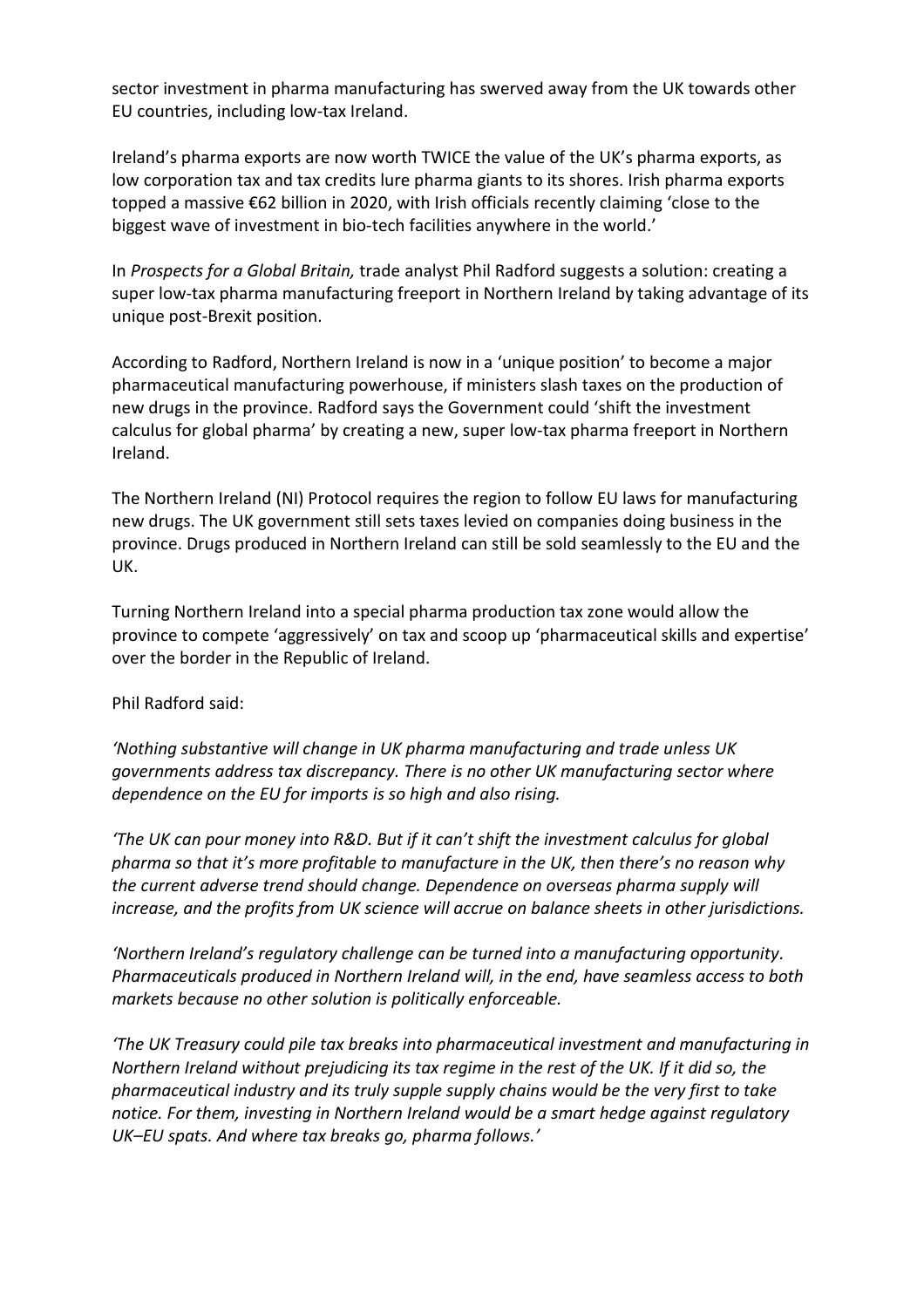sector investment in pharma manufacturing has swerved away from the UK towards other EU countries, including low-tax Ireland.

Ireland's pharma exports are now worth TWICE the value of the UK's pharma exports, as low corporation tax and tax credits lure pharma giants to its shores. Irish pharma exports topped a massive €62 billion in 2020, with Irish officials recently claiming 'close to the biggest wave of investment in bio-tech facilities anywhere in the world.'

In *Prospects for a Global Britain,* trade analyst Phil Radford suggests a solution: creating a super low-tax pharma manufacturing freeport in Northern Ireland by taking advantage of its unique post-Brexit position.

According to Radford, Northern Ireland is now in a 'unique position' to become a major pharmaceutical manufacturing powerhouse, if ministers slash taxes on the production of new drugs in the province. Radford says the Government could 'shift the investment calculus for global pharma' by creating a new, super low-tax pharma freeport in Northern Ireland.

The Northern Ireland (NI) Protocol requires the region to follow EU laws for manufacturing new drugs. The UK government still sets taxes levied on companies doing business in the province. Drugs produced in Northern Ireland can still be sold seamlessly to the EU and the UK.

Turning Northern Ireland into a special pharma production tax zone would allow the province to compete 'aggressively' on tax and scoop up 'pharmaceutical skills and expertise' over the border in the Republic of Ireland.

Phil Radford said:

*'Nothing substantive will change in UK pharma manufacturing and trade unless UK governments address tax discrepancy. There is no other UK manufacturing sector where dependence on the EU for imports is so high and also rising.*

*'The UK can pour money into R&D. But if it can't shift the investment calculus for global pharma so that it's more profitable to manufacture in the UK, then there's no reason why the current adverse trend should change. Dependence on overseas pharma supply will increase, and the profits from UK science will accrue on balance sheets in other jurisdictions.*

*'Northern Ireland's regulatory challenge can be turned into a manufacturing opportunity. Pharmaceuticals produced in Northern Ireland will, in the end, have seamless access to both markets because no other solution is politically enforceable.*

*'The UK Treasury could pile tax breaks into pharmaceutical investment and manufacturing in Northern Ireland without prejudicing its tax regime in the rest of the UK. If it did so, the pharmaceutical industry and its truly supple supply chains would be the very first to take notice. For them, investing in Northern Ireland would be a smart hedge against regulatory UK–EU spats. And where tax breaks go, pharma follows.'*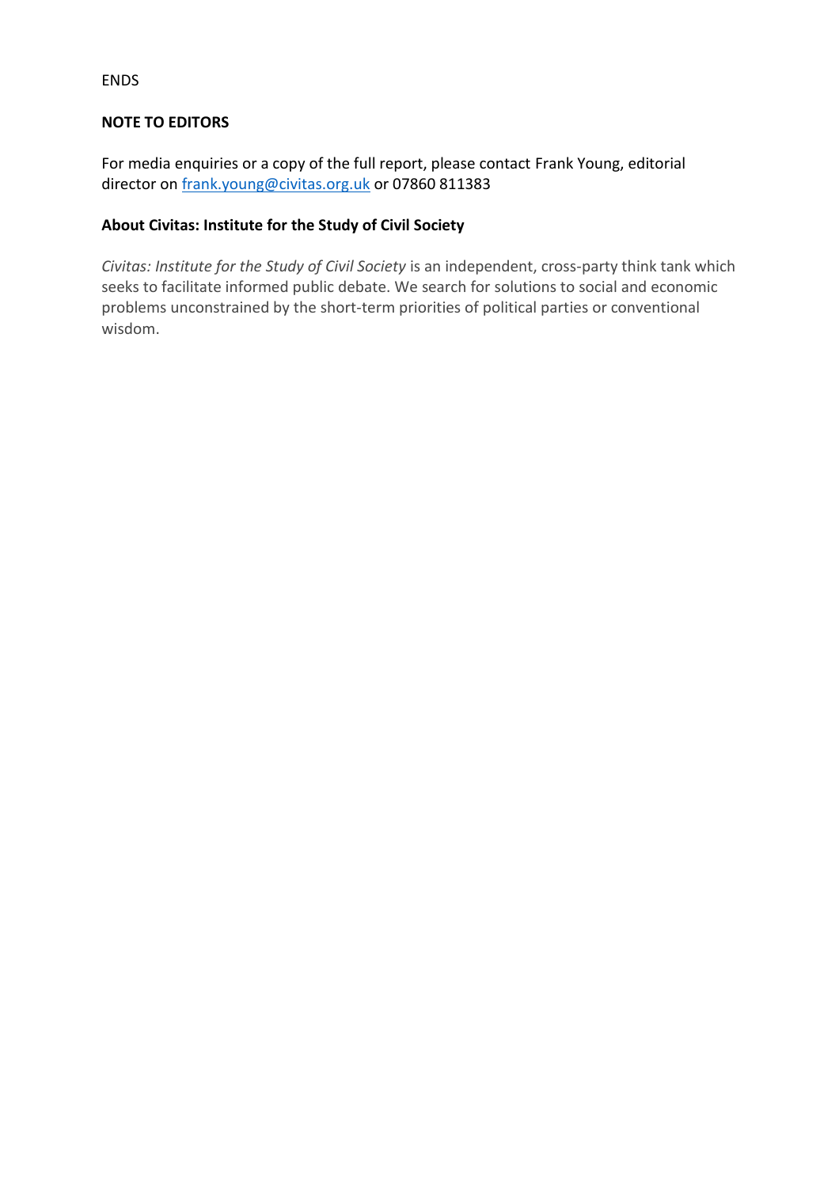ENDS

**NOTE TO EDITORS**

For media enquiries or a copy of the full report, please contact Frank Young, editorial director on [frank.young@civitas.org.uk](mailto:frank.young@civitas.org.uk) or 07860 811383

**About Civitas: Institute for the Study of Civil Society**

*Civitas: Institute for the Study of Civil Society* is an independent, cross-party think tank which seeks to facilitate informed public debate. We search for solutions to social and economic problems unconstrained by the short-term priorities of political parties or conventional wisdom.